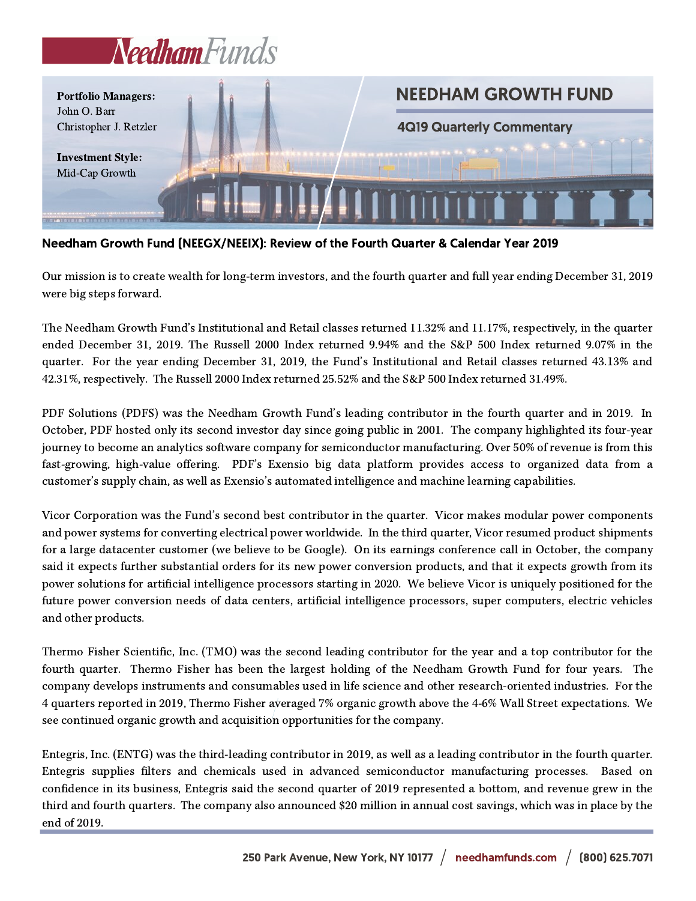# NEEDHAM GROWTH FUND

## 4Q19 Quarterly Commentary

**Portfolio Managers:**
John O. Barr
Christopher J. Retzler

**Investment Style:**
Mid-Cap Growth

### Needham Growth Fund (NEEGX/NEEIX): Review of the Fourth Quarter & Calendar Year 2019

Our mission is to create wealth for long-term investors, and the fourth quarter and full year ending December 31, 2019 were big steps forward.

The Needham Growth Fund's Institutional and Retail classes returned 11.32% and 11.17%, respectively, in the quarter ended December 31, 2019. The Russell 2000 Index returned 9.94% and the S&P 500 Index returned 9.07% in the quarter. For the year ending December 31, 2019, the Fund's Institutional and Retail classes returned 43.13% and 42.31%, respectively. The Russell 2000 Index returned 25.52% and the S&P 500 Index returned 31.49%.

PDF Solutions (PDFS) was the Needham Growth Fund's leading contributor in the fourth quarter and in 2019. In October, PDF hosted only its second investor day since going public in 2001. The company highlighted its four-year journey to become an analytics software company for semiconductor manufacturing. Over 50% of revenue is from this fast-growing, high-value offering. PDF's Exensio big data platform provides access to organized data from a customer's supply chain, as well as Exensio's automated intelligence and machine learning capabilities.

Vicor Corporation was the Fund's second best contributor in the quarter. Vicor makes modular power components and power systems for converting electrical power worldwide. In the third quarter, Vicor resumed product shipments for a large datacenter customer (we believe to be Google). On its earnings conference call in October, the company said it expects further substantial orders for its new power conversion products, and that it expects growth from its power solutions for artificial intelligence processors starting in 2020. We believe Vicor is uniquely positioned for the future power conversion needs of data centers, artificial intelligence processors, super computers, electric vehicles and other products.

Thermo Fisher Scientific, Inc. (TMO) was the second leading contributor for the year and a top contributor for the fourth quarter. Thermo Fisher has been the largest holding of the Needham Growth Fund for four years. The company develops instruments and consumables used in life science and other research-oriented industries. For the 4 quarters reported in 2019, Thermo Fisher averaged 7% organic growth above the 4-6% Wall Street expectations. We see continued organic growth and acquisition opportunities for the company.

Entegris, Inc. (ENTG) was the third-leading contributor in 2019, as well as a leading contributor in the fourth quarter. Entegris supplies filters and chemicals used in advanced semiconductor manufacturing processes. Based on confidence in its business, Entegris said the second quarter of 2019 represented a bottom, and revenue grew in the third and fourth quarters. The company also announced $20 million in annual cost savings, which was in place by the end of 2019.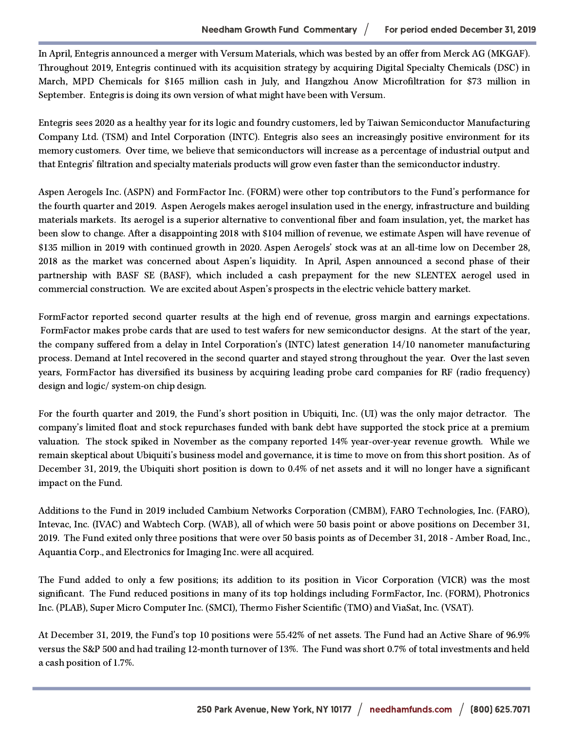In April, Entegris announced a merger with Versum Materials, which was bested by an offer from Merck AG (MKGAF). Throughout 2019, Entegris continued with its acquisition strategy by acquiring Digital Specialty Chemicals (DSC) in March, MPD Chemicals for $165 million cash in July, and Hangzhou Anow Microfiltration for $73 million in September. Entegris is doing its own version of what might have been with Versum.

Entegris sees 2020 as a healthy year for its logic and foundry customers, led by Taiwan Semiconductor Manufacturing Company Ltd. (TSM) and Intel Corporation (INTC). Entegris also sees an increasingly positive environment for its memory customers. Over time, we believe that semiconductors will increase as a percentage of industrial output and that Entegris' filtration and specialty materials products will grow even faster than the semiconductor industry.

Aspen Aerogels Inc. (ASPN) and FormFactor Inc. (FORM) were other top contributors to the Fund's performance for the fourth quarter and 2019. Aspen Aerogels makes aerogel insulation used in the energy, infrastructure and building materials markets. Its aerogel is a superior alternative to conventional fiber and foam insulation, yet, the market has been slow to change. After a disappointing 2018 with $104 million of revenue, we estimate Aspen will have revenue of $135 million in 2019 with continued growth in 2020. Aspen Aerogels' stock was at an all-time low on December 28, 2018 as the market was concerned about Aspen's liquidity. In April, Aspen announced a second phase of their partnership with BASF SE (BASF), which included a cash prepayment for the new SLENTEX aerogel used in commercial construction. We are excited about Aspen's prospects in the electric vehicle battery market.

FormFactor reported second quarter results at the high end of revenue, gross margin and earnings expectations. FormFactor makes probe cards that are used to test wafers for new semiconductor designs. At the start of the year, the company suffered from a delay in Intel Corporation's (INTC) latest generation 14/10 nanometer manufacturing process. Demand at Intel recovered in the second quarter and stayed strong throughout the year. Over the last seven years, FormFactor has diversified its business by acquiring leading probe card companies for RF (radio frequency) design and logic/ system-on chip design.

For the fourth quarter and 2019, the Fund's short position in Ubiquiti, Inc. (UI) was the only major detractor. The company's limited float and stock repurchases funded with bank debt have supported the stock price at a premium valuation. The stock spiked in November as the company reported 14% year-over-year revenue growth. While we remain skeptical about Ubiquiti's business model and governance, it is time to move on from this short position. As of December 31, 2019, the Ubiquiti short position is down to 0.4% of net assets and it will no longer have a significant impact on the Fund.

Additions to the Fund in 2019 included Cambium Networks Corporation (CMBM), FARO Technologies, Inc. (FARO), Intevac, Inc. (IVAC) and Wabtech Corp. (WAB), all of which were 50 basis point or above positions on December 31, 2019. The Fund exited only three positions that were over 50 basis points as of December 31, 2018 - Amber Road, Inc., Aquantia Corp., and Electronics for Imaging Inc. were all acquired.

The Fund added to only a few positions; its addition to its position in Vicor Corporation (VICR) was the most significant. The Fund reduced positions in many of its top holdings including FormFactor, Inc. (FORM), Photronics Inc. (PLAB), Super Micro Computer Inc. (SMCI), Thermo Fisher Scientific (TMO) and ViaSat, Inc. (VSAT).

At December 31, 2019, the Fund's top 10 positions were 55.42% of net assets. The Fund had an Active Share of 96.9% versus the S&P 500 and had trailing 12-month turnover of 13%. The Fund was short 0.7% of total investments and held a cash position of 1.7%.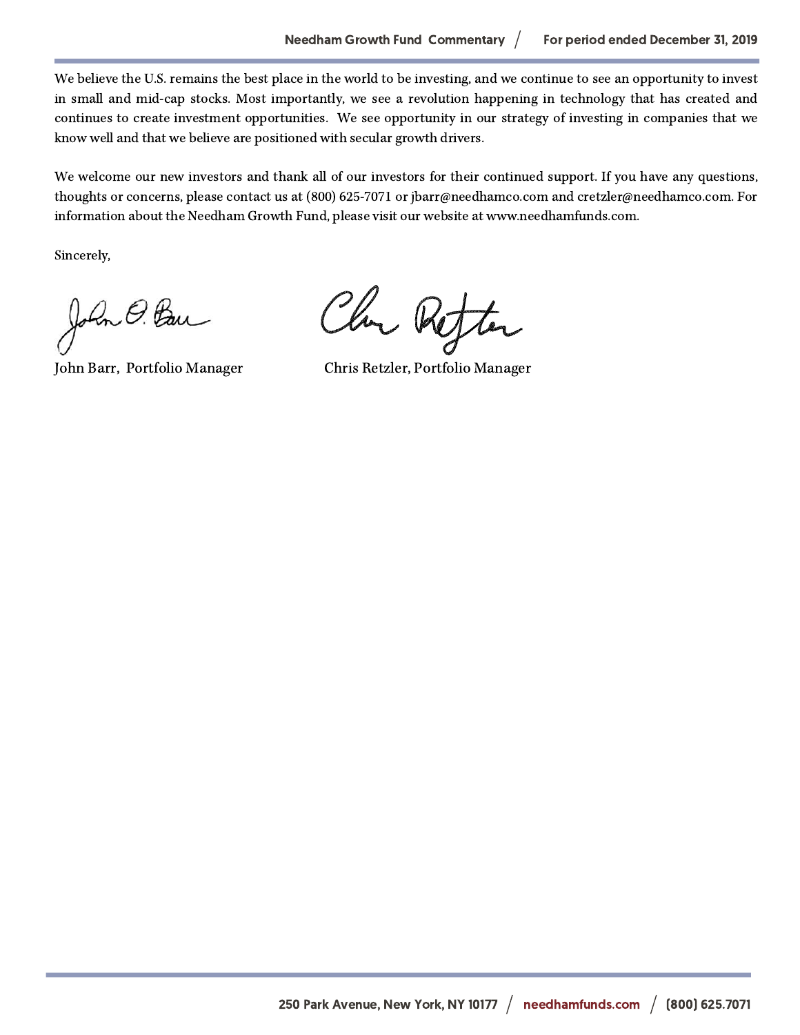We believe the U.S. remains the best place in the world to be investing, and we continue to see an opportunity to invest in small and mid-cap stocks. Most importantly, we see a revolution happening in technology that has created and continues to create investment opportunities. We see opportunity in our strategy of investing in companies that we know well and that we believe are positioned with secular growth drivers.

We welcome our new investors and thank all of our investors for their continued support. If you have any questions, thoughts or concerns, please contact us at (800) 625-7071 or jbarr@needhamco.com and cretzler@needhamco.com. For information about the Needham Growth Fund, please visit our website at www.needhamfunds.com.

Sincerely,

John Barr, Portfolio Manager

Chris Retzler, Portfolio Manager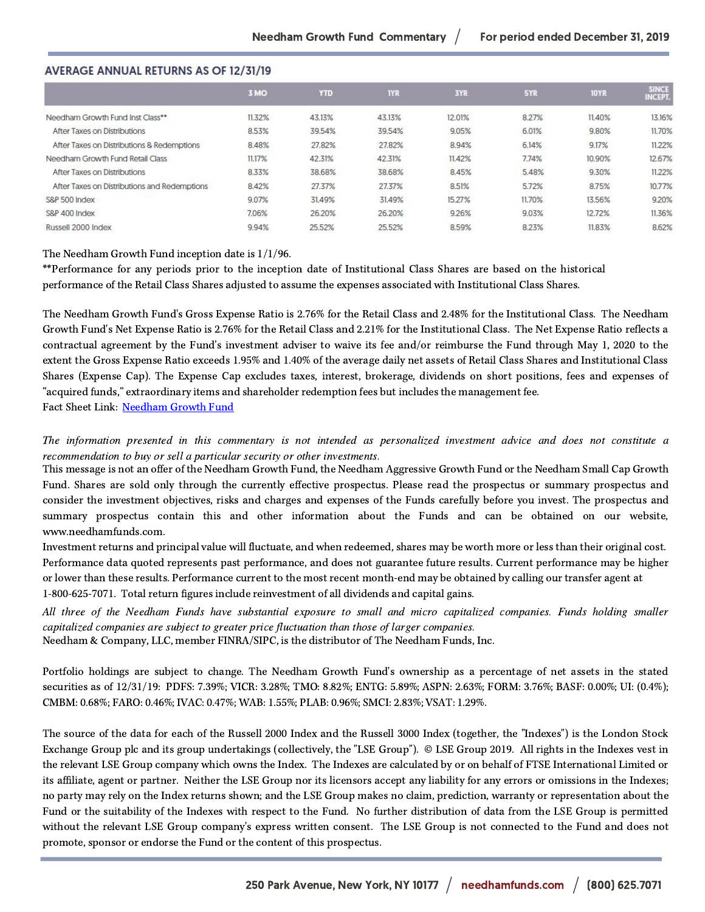## AVERAGE ANNUAL RETURNS AS OF 12/31/19

| | 3 MO | YTD | 1YR | 3YR | 5YR | 10YR | SINCE INCEPT. |
|---|---|---|---|---|---|---|---|
| Needham Growth Fund Inst Class** | 11.32% | 43.13% | 43.13% | 12.01% | 8.27% | 11.40% | 13.16% |
| After Taxes on Distributions | 8.53% | 39.54% | 39.54% | 9.05% | 6.01% | 9.80% | 11.70% |
| After Taxes on Distributions & Redemptions | 8.48% | 27.82% | 27.82% | 8.94% | 6.14% | 9.17% | 11.22% |
| Needham Growth Fund Retail Class | 11.17% | 42.31% | 42.31% | 11.42% | 7.74% | 10.90% | 12.67% |
| After Taxes on Distributions | 8.33% | 38.68% | 38.68% | 8.45% | 5.48% | 9.30% | 11.22% |
| After Taxes on Distributions and Redemptions | 8.42% | 27.37% | 27.37% | 8.51% | 5.72% | 8.75% | 10.77% |
| S&P 500 Index | 9.07% | 31.49% | 31.49% | 15.27% | 11.70% | 13.56% | 9.20% |
| S&P 400 Index | 7.06% | 26.20% | 26.20% | 9.26% | 9.03% | 12.72% | 11.36% |
| Russell 2000 Index | 9.94% | 25.52% | 25.52% | 8.59% | 8.23% | 11.83% | 8.62% |

The Needham Growth Fund inception date is 1/1/96.
**Performance for any periods prior to the inception date of Institutional Class Shares are based on the historical performance of the Retail Class Shares adjusted to assume the expenses associated with Institutional Class Shares.

The Needham Growth Fund's Gross Expense Ratio is 2.76% for the Retail Class and 2.48% for the Institutional Class. The Needham Growth Fund's Net Expense Ratio is 2.76% for the Retail Class and 2.21% for the Institutional Class. The Net Expense Ratio reflects a contractual agreement by the Fund's investment adviser to waive its fee and/or reimburse the Fund through May 1, 2020 to the extent the Gross Expense Ratio exceeds 1.95% and 1.40% of the average daily net assets of Retail Class Shares and Institutional Class Shares (Expense Cap). The Expense Cap excludes taxes, interest, brokerage, dividends on short positions, fees and expenses of "acquired funds," extraordinary items and shareholder redemption fees but includes the management fee.
Fact Sheet Link: [Needham Growth Fund]()

*The information presented in this commentary is not intended as personalized investment advice and does not constitute a recommendation to buy or sell a particular security or other investments.*
This message is not an offer of the Needham Growth Fund, the Needham Aggressive Growth Fund or the Needham Small Cap Growth Fund. Shares are sold only through the currently effective prospectus. Please read the prospectus or summary prospectus and consider the investment objectives, risks and charges and expenses of the Funds carefully before you invest. The prospectus and summary prospectus contain this and other information about the Funds and can be obtained on our website, www.needhamfunds.com.
Investment returns and principal value will fluctuate, and when redeemed, shares may be worth more or less than their original cost. Performance data quoted represents past performance, and does not guarantee future results. Current performance may be higher or lower than these results. Performance current to the most recent month-end may be obtained by calling our transfer agent at 1-800-625-7071. Total return figures include reinvestment of all dividends and capital gains.
*All three of the Needham Funds have substantial exposure to small and micro capitalized companies. Funds holding smaller capitalized companies are subject to greater price fluctuation than those of larger companies.*
Needham & Company, LLC, member FINRA/SIPC, is the distributor of The Needham Funds, Inc.

Portfolio holdings are subject to change. The Needham Growth Fund's ownership as a percentage of net assets in the stated securities as of 12/31/19: PDFS: 7.39%; VICR: 3.28%; TMO: 8.82%; ENTG: 5.89%; ASPN: 2.63%; FORM: 3.76%; BASF: 0.00%; UI: (0.4%); CMBM: 0.68%; FARO: 0.46%; IVAC: 0.47%; WAB: 1.55%; PLAB: 0.96%; SMCI: 2.83%; VSAT: 1.29%.

The source of the data for each of the Russell 2000 Index and the Russell 3000 Index (together, the "Indexes") is the London Stock Exchange Group plc and its group undertakings (collectively, the "LSE Group"). © LSE Group 2019. All rights in the Indexes vest in the relevant LSE Group company which owns the Index. The Indexes are calculated by or on behalf of FTSE International Limited or its affiliate, agent or partner. Neither the LSE Group nor its licensors accept any liability for any errors or omissions in the Indexes; no party may rely on the Index returns shown; and the LSE Group makes no claim, prediction, warranty or representation about the Fund or the suitability of the Indexes with respect to the Fund. No further distribution of data from the LSE Group is permitted without the relevant LSE Group company's express written consent. The LSE Group is not connected to the Fund and does not promote, sponsor or endorse the Fund or the content of this prospectus.